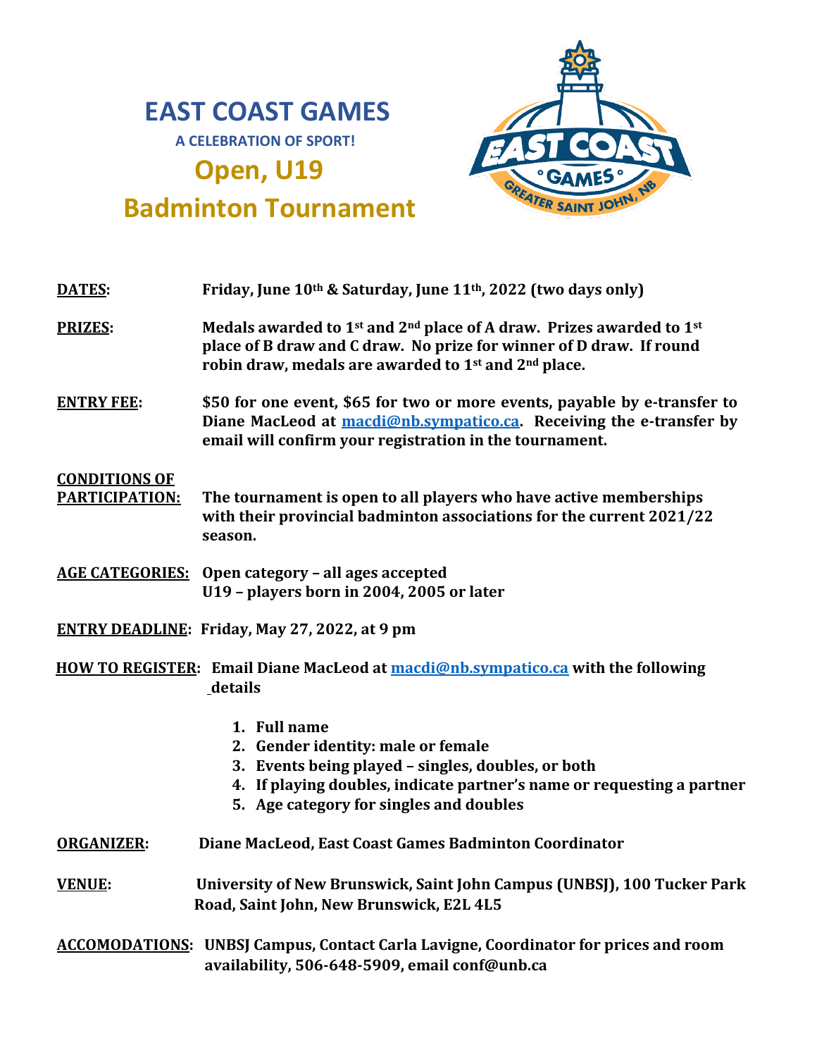# EAST COAST GAMES

**A CELEBRATION OF SPORT!**

## Open, U19

## Badminton Tournament

**DATES:** Friday, June 10th & Saturday, June 11th, 2022 (two days only)

**PRIZES:** Medals awarded to 1st and 2nd place of A draw. Prizes awarded to 1st place of B draw and C draw. No prize for winner of D draw. If round robin draw, medals are awarded to 1st and 2nd place.

**ENTRY FEE:** $50 for one event, $65 for two or more events, payable by e-transfer to Diane MacLeod at macdi@nb.sympatico.ca. Receiving the e-transfer by email will confirm your registration in the tournament.

**CONDITIONS OF PARTICIPATION:** The tournament is open to all players who have active memberships with their provincial badminton associations for the current 2021/22 season.

**AGE CATEGORIES:** Open category – all ages accepted
U19 – players born in 2004, 2005 or later

**ENTRY DEADLINE:** Friday, May 27, 2022, at 9 pm

**HOW TO REGISTER:** Email Diane MacLeod at macdi@nb.sympatico.ca with the following details

1. Full name
2. Gender identity: male or female
3. Events being played – singles, doubles, or both
4. If playing doubles, indicate partner's name or requesting a partner
5. Age category for singles and doubles

**ORGANIZER:** Diane MacLeod, East Coast Games Badminton Coordinator

**VENUE:** University of New Brunswick, Saint John Campus (UNBSJ), 100 Tucker Park Road, Saint John, New Brunswick, E2L 4L5

**ACCOMODATIONS:** UNBSJ Campus, Contact Carla Lavigne, Coordinator for prices and room availability, 506-648-5909, email conf@unb.ca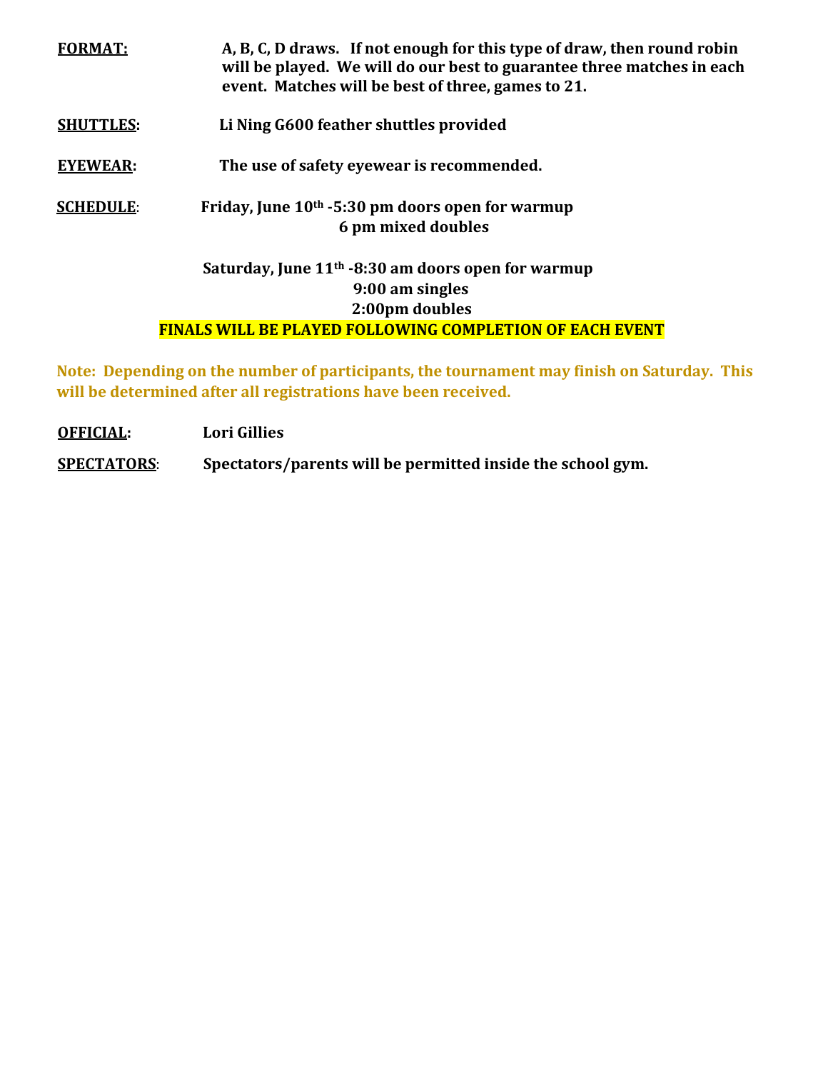**FORMAT:** A, B, C, D draws. If not enough for this type of draw, then round robin will be played. We will do our best to guarantee three matches in each event. Matches will be best of three, games to 21.

**SHUTTLES:** Li Ning G600 feather shuttles provided

**EYEWEAR:** The use of safety eyewear is recommended.

**SCHEDULE:** Friday, June 10th -5:30 pm doors open for warmup
6 pm mixed doubles

Saturday, June 11th -8:30 am doors open for warmup
9:00 am singles
2:00pm doubles

**FINALS WILL BE PLAYED FOLLOWING COMPLETION OF EACH EVENT**

**Note: Depending on the number of participants, the tournament may finish on Saturday. This will be determined after all registrations have been received.**

**OFFICIAL:** Lori Gillies

**SPECTATORS:** Spectators/parents will be permitted inside the school gym.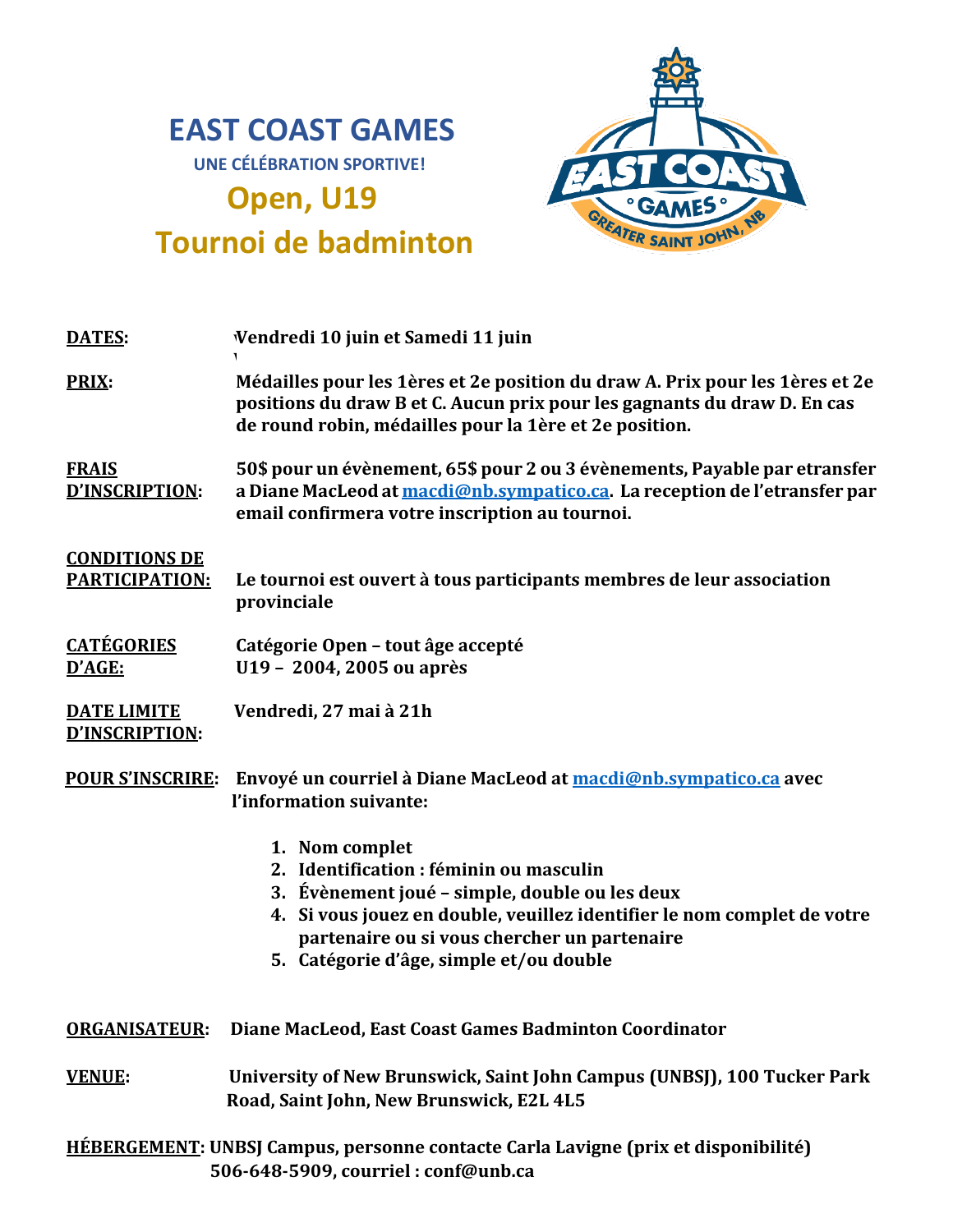# EAST COAST GAMES

**UNE CÉLÉBRATION SPORTIVE!**

## Open, U19

## Tournoi de badminton

**DATES:** Vendredi 10 juin et Samedi 11 juin

**PRIX:** Médailles pour les 1ères et 2e position du draw A. Prix pour les 1ères et 2e positions du draw B et C. Aucun prix pour les gagnants du draw D. En cas de round robin, médailles pour la 1ère et 2e position.

**FRAIS D'INSCRIPTION:** 50$ pour un évènement, 65$ pour 2 ou 3 évènements, Payable par etransfer a Diane MacLeod at macdi@nb.sympatico.ca. La reception de l'etransfer par email confirmera votre inscription au tournoi.

**CONDITIONS DE PARTICIPATION:** Le tournoi est ouvert à tous participants membres de leur association provinciale

**CATÉGORIES D'AGE:** Catégorie Open – tout âge accepté
U19 – 2004, 2005 ou après

**DATE LIMITE D'INSCRIPTION:** Vendredi, 27 mai à 21h

**POUR S'INSCRIRE:** Envoyé un courriel à Diane MacLeod at macdi@nb.sympatico.ca avec l'information suivante:

1. Nom complet
2. Identification : féminin ou masculin
3. Évènement joué – simple, double ou les deux
4. Si vous jouez en double, veuillez identifier le nom complet de votre partenaire ou si vous chercher un partenaire
5. Catégorie d'âge, simple et/ou double

**ORGANISATEUR:** Diane MacLeod, East Coast Games Badminton Coordinator

**VENUE:** University of New Brunswick, Saint John Campus (UNBSJ), 100 Tucker Park Road, Saint John, New Brunswick, E2L 4L5

**HÉBERGEMENT:** UNBSJ Campus, personne contacte Carla Lavigne (prix et disponibilité) 506-648-5909, courriel : conf@unb.ca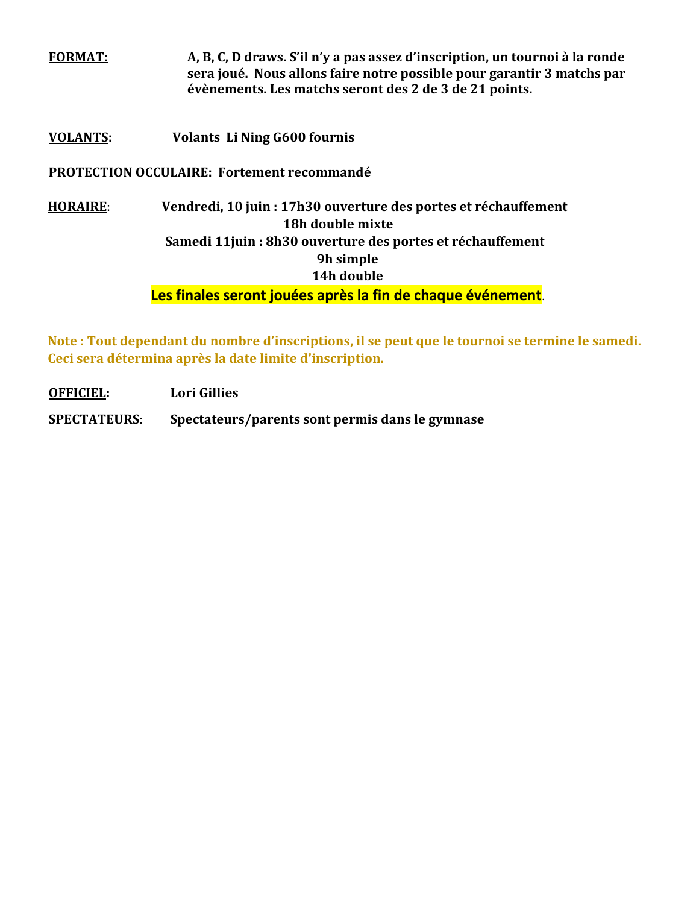**FORMAT:** **A, B, C, D draws. S'il n'y a pas assez d'inscription, un tournoi à la ronde sera joué. Nous allons faire notre possible pour garantir 3 matchs par évènements. Les matchs seront des 2 de 3 de 21 points.**

**VOLANTS:** **Volants Li Ning G600 fournis**

**PROTECTION OCCULAIRE: Fortement recommandé**

**HORAIRE:**

**Vendredi, 10 juin : 17h30 ouverture des portes et réchauffement**
**18h double mixte**
**Samedi 11juin : 8h30 ouverture des portes et réchauffement**
**9h simple**
**14h double**

**Les finales seront jouées après la fin de chaque événement**.

**Note : Tout dependant du nombre d'inscriptions, il se peut que le tournoi se termine le samedi. Ceci sera détermina après la date limite d'inscription.**

**OFFICIEL:** **Lori Gillies**

**SPECTATEURS:** **Spectateurs/parents sont permis dans le gymnase**